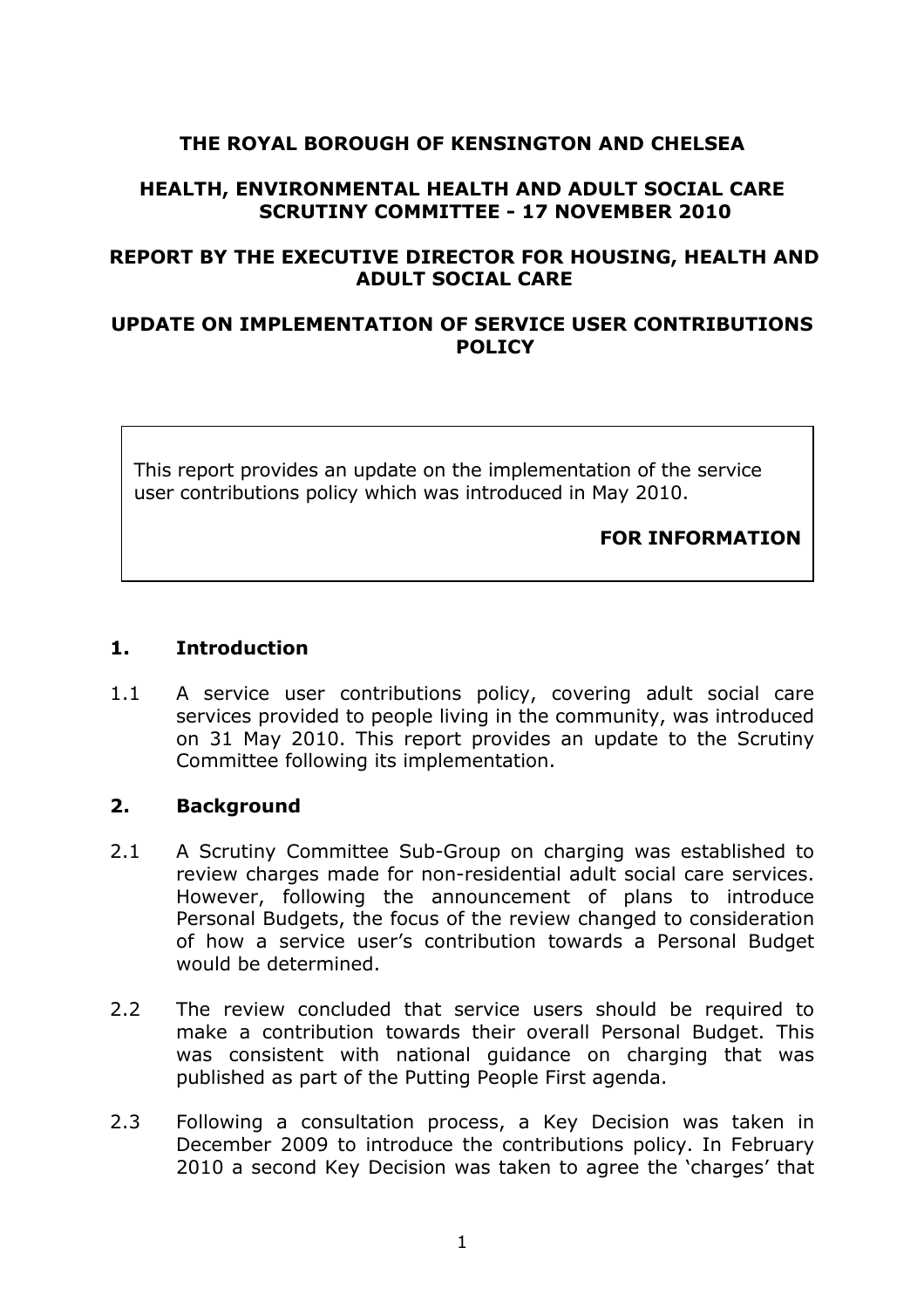**THE ROYAL BOROUGH OF KENSINGTON AND CHELSEA**

**HEALTH, ENVIRONMENTAL HEALTH AND ADULT SOCIAL CARE SCRUTINY COMMITTEE - 17 NOVEMBER 2010**

**REPORT BY THE EXECUTIVE DIRECTOR FOR HOUSING, HEALTH AND ADULT SOCIAL CARE**

**UPDATE ON IMPLEMENTATION OF SERVICE USER CONTRIBUTIONS POLICY**

> This report provides an update on the implementation of the service user contributions policy which was introduced in May 2010.
>
> **FOR INFORMATION**

## 1. Introduction

1.1 A service user contributions policy, covering adult social care services provided to people living in the community, was introduced on 31 May 2010. This report provides an update to the Scrutiny Committee following its implementation.

## 2. Background

2.1 A Scrutiny Committee Sub-Group on charging was established to review charges made for non-residential adult social care services. However, following the announcement of plans to introduce Personal Budgets, the focus of the review changed to consideration of how a service user's contribution towards a Personal Budget would be determined.

2.2 The review concluded that service users should be required to make a contribution towards their overall Personal Budget. This was consistent with national guidance on charging that was published as part of the Putting People First agenda.

2.3 Following a consultation process, a Key Decision was taken in December 2009 to introduce the contributions policy. In February 2010 a second Key Decision was taken to agree the 'charges' that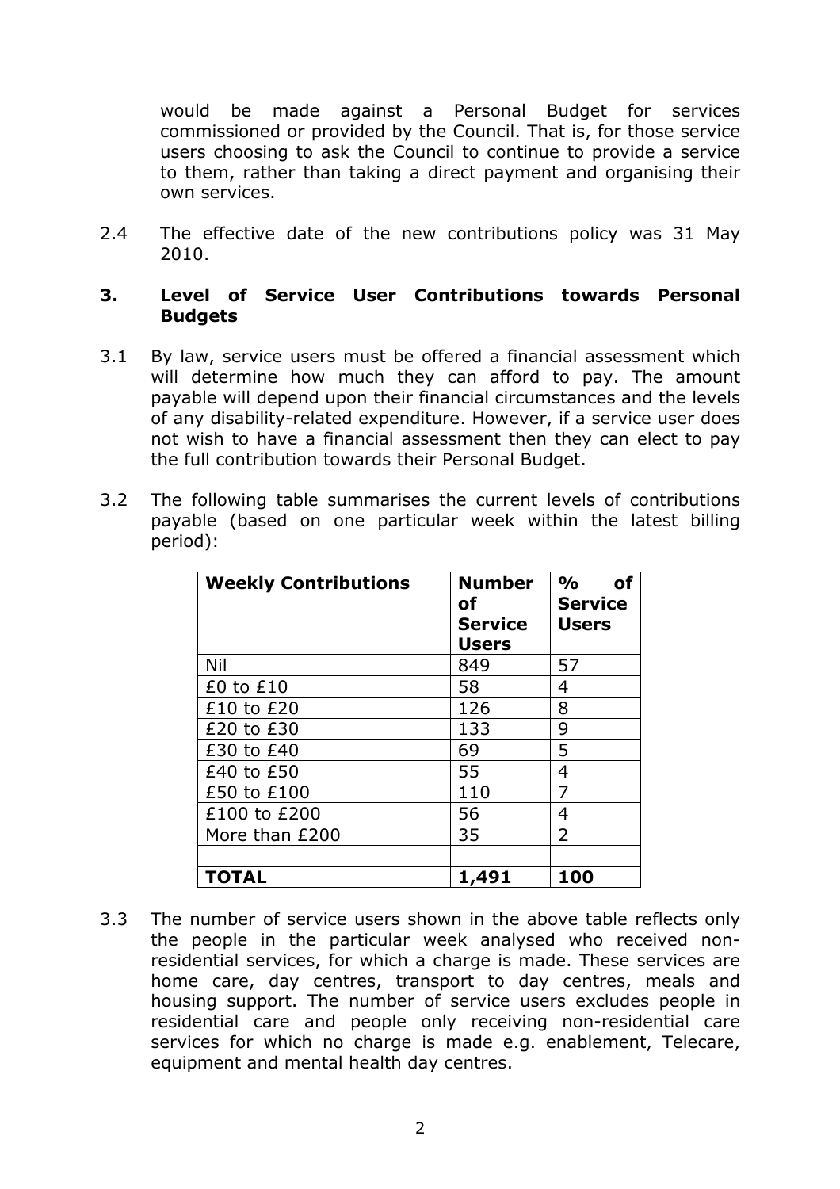would be made against a Personal Budget for services commissioned or provided by the Council. That is, for those service users choosing to ask the Council to continue to provide a service to them, rather than taking a direct payment and organising their own services.

2.4 The effective date of the new contributions policy was 31 May 2010.

## 3. Level of Service User Contributions towards Personal Budgets

3.1 By law, service users must be offered a financial assessment which will determine how much they can afford to pay. The amount payable will depend upon their financial circumstances and the levels of any disability-related expenditure. However, if a service user does not wish to have a financial assessment then they can elect to pay the full contribution towards their Personal Budget.

3.2 The following table summarises the current levels of contributions payable (based on one particular week within the latest billing period):

| Weekly Contributions | Number of Service Users | % of Service Users |
|---|---|---|
| Nil | 849 | 57 |
| £0 to £10 | 58 | 4 |
| £10 to £20 | 126 | 8 |
| £20 to £30 | 133 | 9 |
| £30 to £40 | 69 | 5 |
| £40 to £50 | 55 | 4 |
| £50 to £100 | 110 | 7 |
| £100 to £200 | 56 | 4 |
| More than £200 | 35 | 2 |
| | | |
| **TOTAL** | **1,491** | **100** |

3.3 The number of service users shown in the above table reflects only the people in the particular week analysed who received non-residential services, for which a charge is made. These services are home care, day centres, transport to day centres, meals and housing support. The number of service users excludes people in residential care and people only receiving non-residential care services for which no charge is made e.g. enablement, Telecare, equipment and mental health day centres.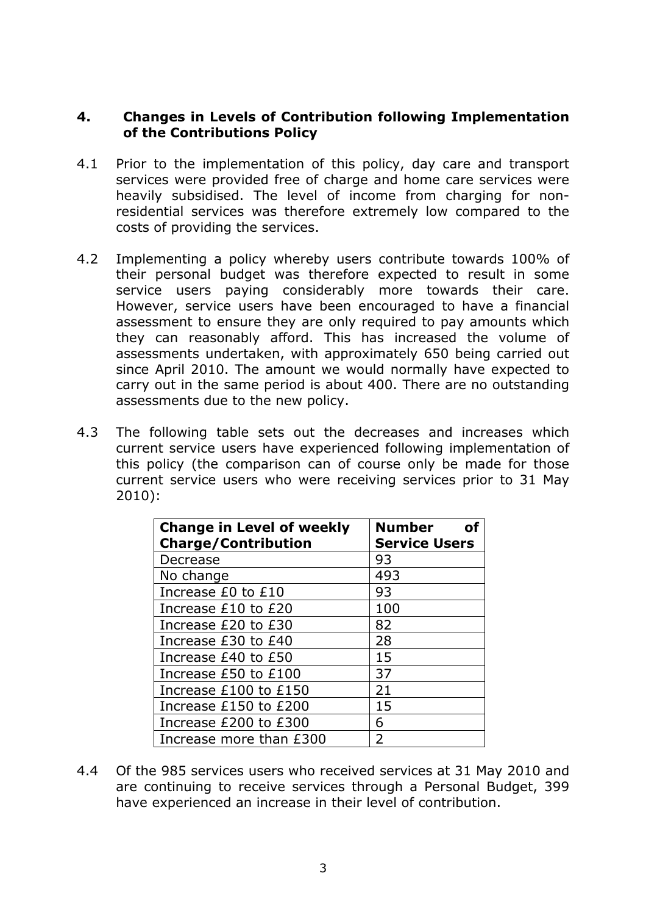## 4. Changes in Levels of Contribution following Implementation of the Contributions Policy

4.1 Prior to the implementation of this policy, day care and transport services were provided free of charge and home care services were heavily subsidised. The level of income from charging for non-residential services was therefore extremely low compared to the costs of providing the services.

4.2 Implementing a policy whereby users contribute towards 100% of their personal budget was therefore expected to result in some service users paying considerably more towards their care. However, service users have been encouraged to have a financial assessment to ensure they are only required to pay amounts which they can reasonably afford. This has increased the volume of assessments undertaken, with approximately 650 being carried out since April 2010. The amount we would normally have expected to carry out in the same period is about 400. There are no outstanding assessments due to the new policy.

4.3 The following table sets out the decreases and increases which current service users have experienced following implementation of this policy (the comparison can of course only be made for those current service users who were receiving services prior to 31 May 2010):

| Change in Level of weekly Charge/Contribution | Number of Service Users |
|---|---|
| Decrease | 93 |
| No change | 493 |
| Increase £0 to £10 | 93 |
| Increase £10 to £20 | 100 |
| Increase £20 to £30 | 82 |
| Increase £30 to £40 | 28 |
| Increase £40 to £50 | 15 |
| Increase £50 to £100 | 37 |
| Increase £100 to £150 | 21 |
| Increase £150 to £200 | 15 |
| Increase £200 to £300 | 6 |
| Increase more than £300 | 2 |

4.4 Of the 985 services users who received services at 31 May 2010 and are continuing to receive services through a Personal Budget, 399 have experienced an increase in their level of contribution.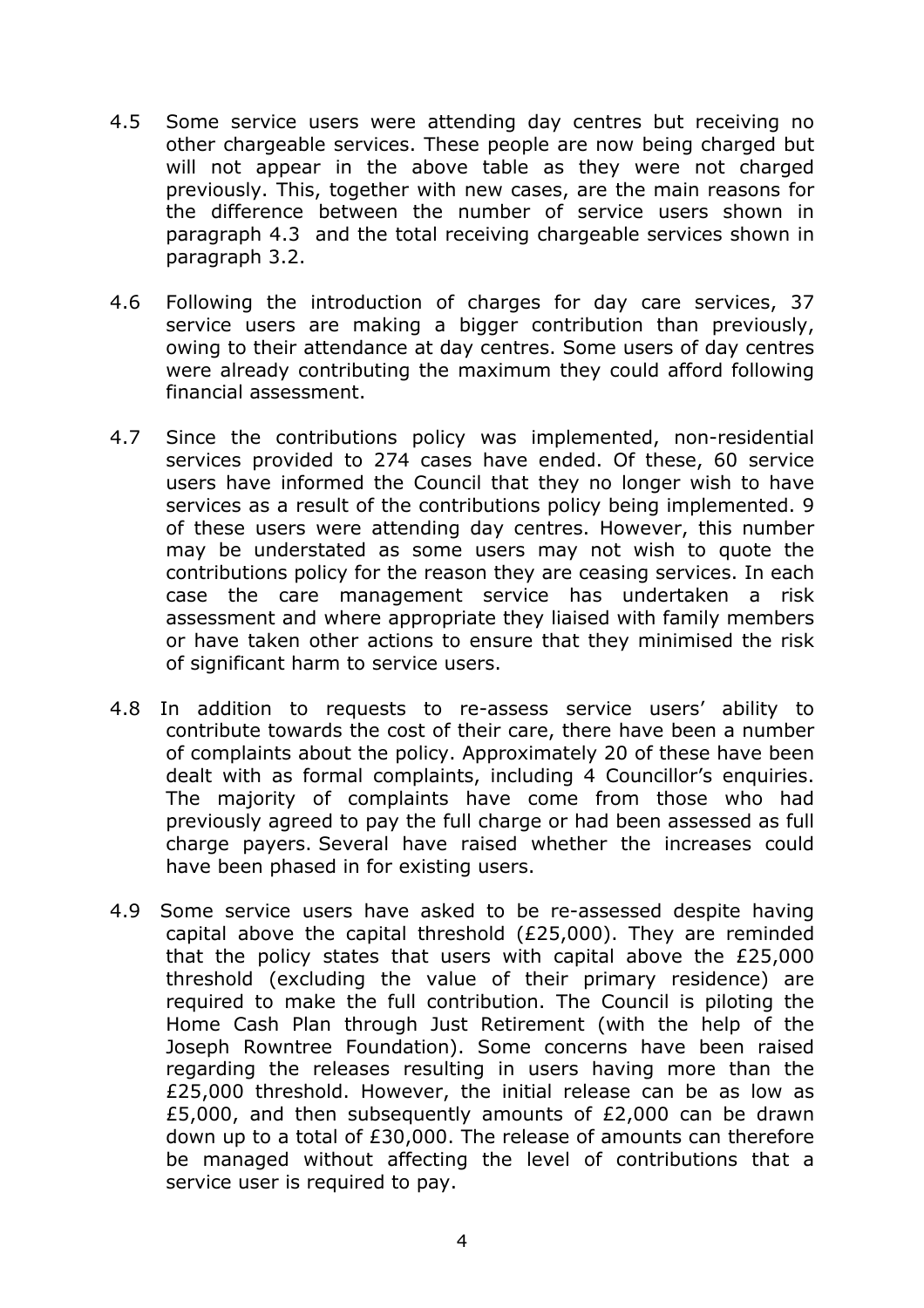4.5 Some service users were attending day centres but receiving no other chargeable services. These people are now being charged but will not appear in the above table as they were not charged previously. This, together with new cases, are the main reasons for the difference between the number of service users shown in paragraph 4.3 and the total receiving chargeable services shown in paragraph 3.2.

4.6 Following the introduction of charges for day care services, 37 service users are making a bigger contribution than previously, owing to their attendance at day centres. Some users of day centres were already contributing the maximum they could afford following financial assessment.

4.7 Since the contributions policy was implemented, non-residential services provided to 274 cases have ended. Of these, 60 service users have informed the Council that they no longer wish to have services as a result of the contributions policy being implemented. 9 of these users were attending day centres. However, this number may be understated as some users may not wish to quote the contributions policy for the reason they are ceasing services. In each case the care management service has undertaken a risk assessment and where appropriate they liaised with family members or have taken other actions to ensure that they minimised the risk of significant harm to service users.

4.8 In addition to requests to re-assess service users' ability to contribute towards the cost of their care, there have been a number of complaints about the policy. Approximately 20 of these have been dealt with as formal complaints, including 4 Councillor's enquiries. The majority of complaints have come from those who had previously agreed to pay the full charge or had been assessed as full charge payers. Several have raised whether the increases could have been phased in for existing users.

4.9 Some service users have asked to be re-assessed despite having capital above the capital threshold (£25,000). They are reminded that the policy states that users with capital above the £25,000 threshold (excluding the value of their primary residence) are required to make the full contribution. The Council is piloting the Home Cash Plan through Just Retirement (with the help of the Joseph Rowntree Foundation). Some concerns have been raised regarding the releases resulting in users having more than the £25,000 threshold. However, the initial release can be as low as £5,000, and then subsequently amounts of £2,000 can be drawn down up to a total of £30,000. The release of amounts can therefore be managed without affecting the level of contributions that a service user is required to pay.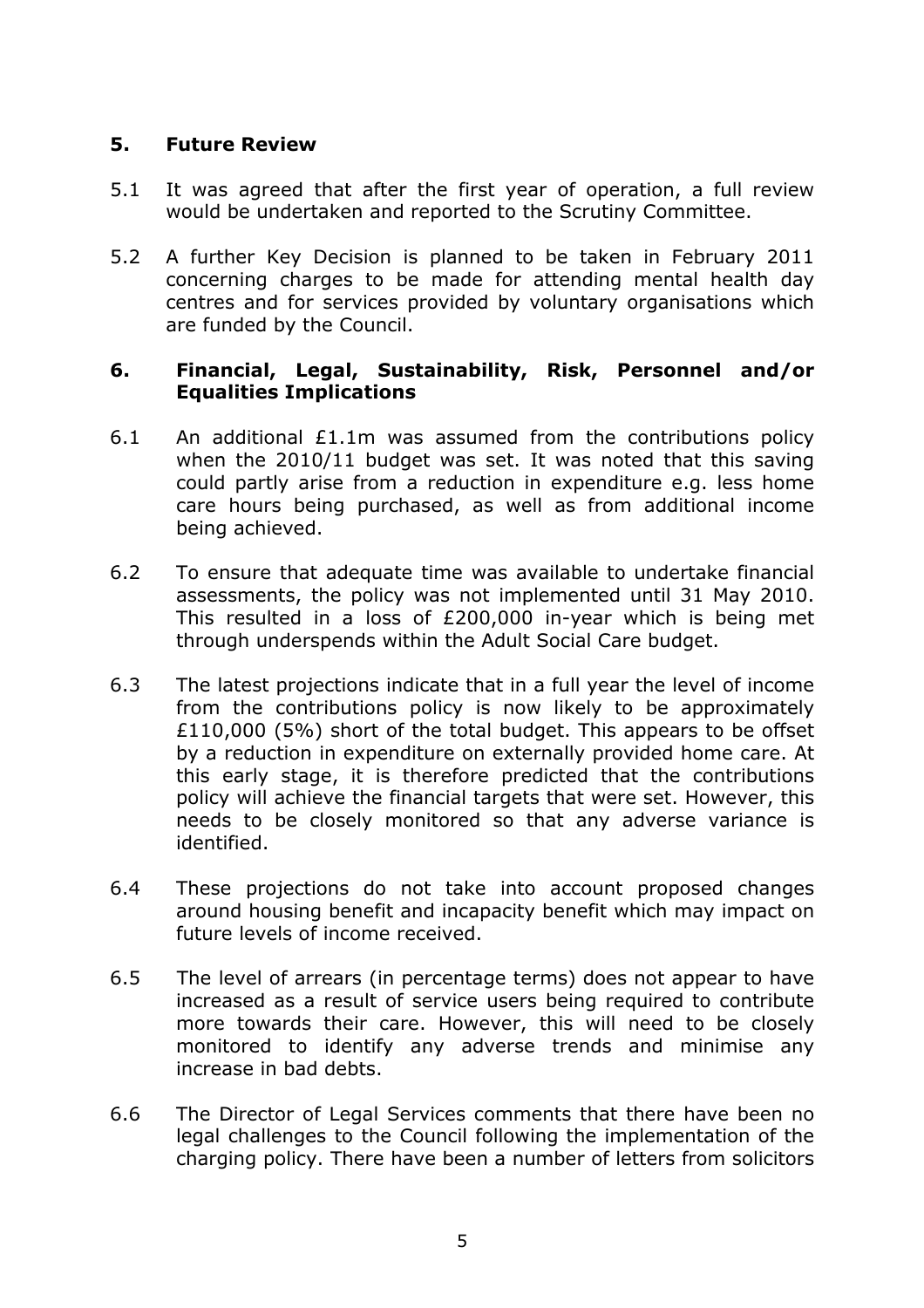## 5. Future Review

5.1 It was agreed that after the first year of operation, a full review would be undertaken and reported to the Scrutiny Committee.

5.2 A further Key Decision is planned to be taken in February 2011 concerning charges to be made for attending mental health day centres and for services provided by voluntary organisations which are funded by the Council.

## 6. Financial, Legal, Sustainability, Risk, Personnel and/or Equalities Implications

6.1 An additional £1.1m was assumed from the contributions policy when the 2010/11 budget was set. It was noted that this saving could partly arise from a reduction in expenditure e.g. less home care hours being purchased, as well as from additional income being achieved.

6.2 To ensure that adequate time was available to undertake financial assessments, the policy was not implemented until 31 May 2010. This resulted in a loss of £200,000 in-year which is being met through underspends within the Adult Social Care budget.

6.3 The latest projections indicate that in a full year the level of income from the contributions policy is now likely to be approximately £110,000 (5%) short of the total budget. This appears to be offset by a reduction in expenditure on externally provided home care. At this early stage, it is therefore predicted that the contributions policy will achieve the financial targets that were set. However, this needs to be closely monitored so that any adverse variance is identified.

6.4 These projections do not take into account proposed changes around housing benefit and incapacity benefit which may impact on future levels of income received.

6.5 The level of arrears (in percentage terms) does not appear to have increased as a result of service users being required to contribute more towards their care. However, this will need to be closely monitored to identify any adverse trends and minimise any increase in bad debts.

6.6 The Director of Legal Services comments that there have been no legal challenges to the Council following the implementation of the charging policy. There have been a number of letters from solicitors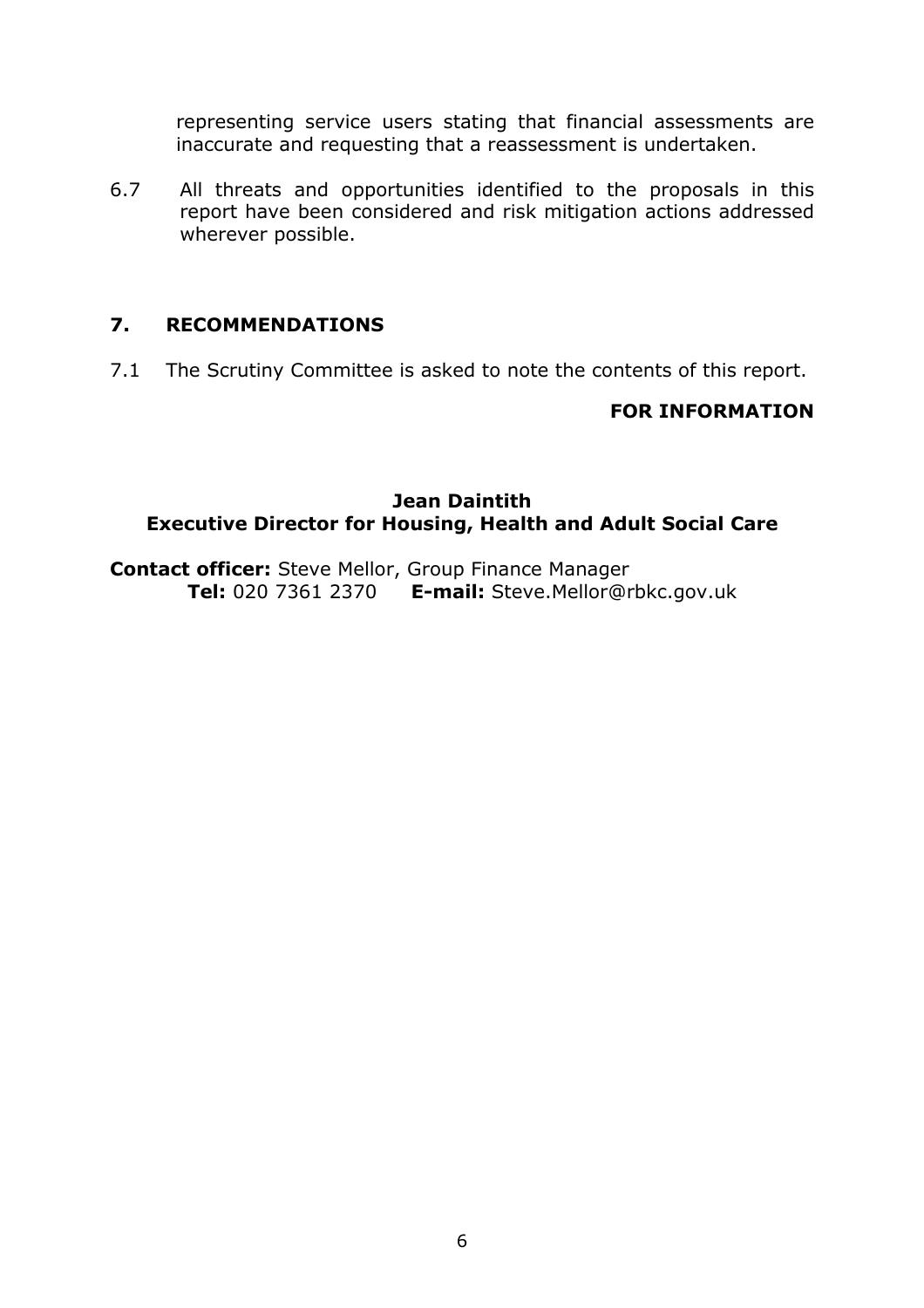representing service users stating that financial assessments are inaccurate and requesting that a reassessment is undertaken.

6.7 All threats and opportunities identified to the proposals in this report have been considered and risk mitigation actions addressed wherever possible.

## 7. RECOMMENDATIONS

7.1 The Scrutiny Committee is asked to note the contents of this report.

**FOR INFORMATION**

**Jean Daintith**
**Executive Director for Housing, Health and Adult Social Care**

**Contact officer:** Steve Mellor, Group Finance Manager
**Tel:** 020 7361 2370 **E-mail:** Steve.Mellor@rbkc.gov.uk